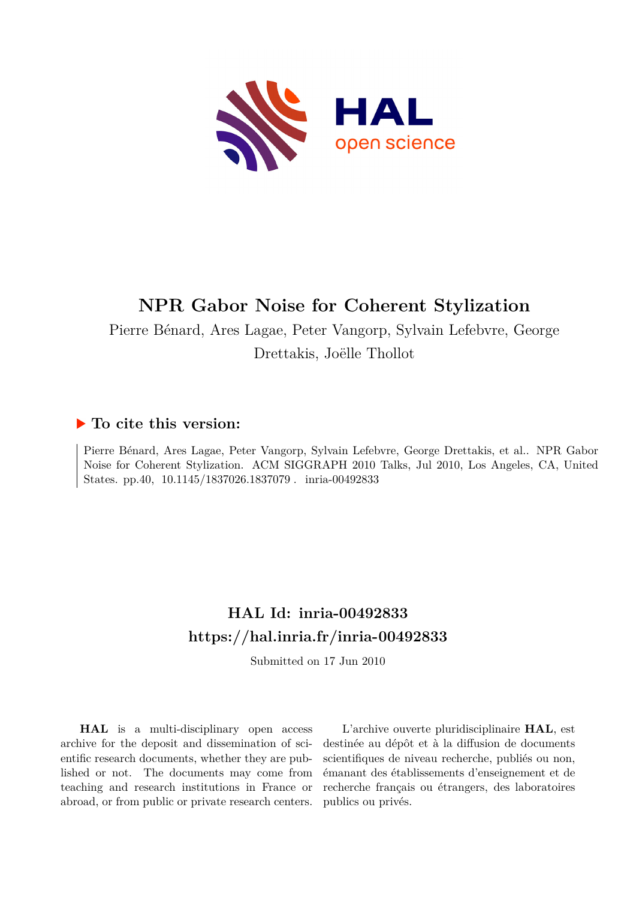# NPR Gabor Noise for Coherent Stylization

Pierre Bénard, Ares Lagae, Peter Vangorp, Sylvain Lefebvre, George Drettakis, Joëlle Thollot

### ▶ To cite this version:

Pierre Bénard, Ares Lagae, Peter Vangorp, Sylvain Lefebvre, George Drettakis, et al.. NPR Gabor Noise for Coherent Stylization. ACM SIGGRAPH 2010 Talks, Jul 2010, Los Angeles, CA, United States. pp.40, 10.1145/1837026.1837079 . inria-00492833

## HAL Id: inria-00492833
## https://hal.inria.fr/inria-00492833

Submitted on 17 Jun 2010

**HAL** is a multi-disciplinary open access archive for the deposit and dissemination of scientific research documents, whether they are published or not. The documents may come from teaching and research institutions in France or abroad, or from public or private research centers.

L'archive ouverte pluridisciplinaire **HAL**, est destinée au dépôt et à la diffusion de documents scientifiques de niveau recherche, publiés ou non, émanant des établissements d'enseignement et de recherche français ou étrangers, des laboratoires publics ou privés.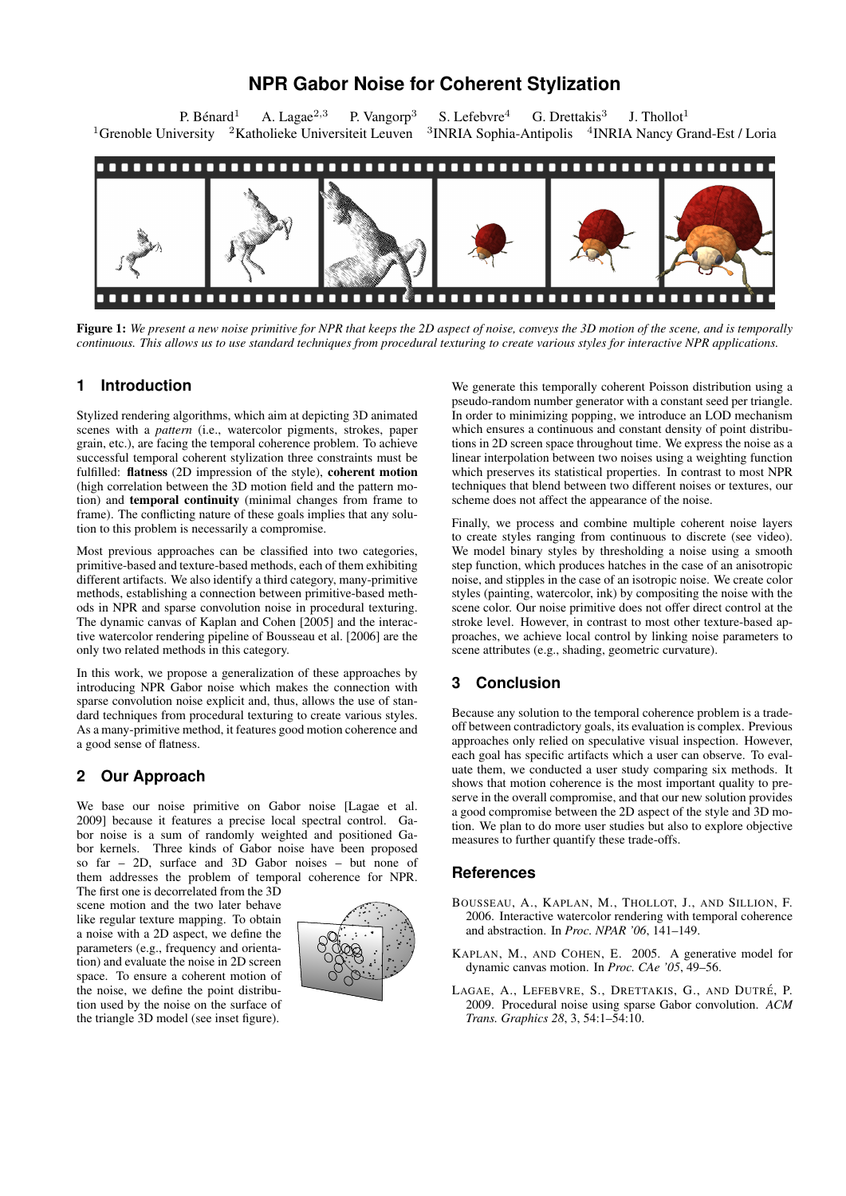# NPR Gabor Noise for Coherent Stylization

P. Bénard[1] A. Lagae[2,3] P. Vangorp[3] S. Lefebvre[4] G. Drettakis[3] J. Thollot[1]

[1]Grenoble University [2]Katholieke Universiteit Leuven [3]INRIA Sophia-Antipolis [4]INRIA Nancy Grand-Est / Loria

**Figure 1:** *We present a new noise primitive for NPR that keeps the 2D aspect of noise, conveys the 3D motion of the scene, and is temporally continuous. This allows us to use standard techniques from procedural texturing to create various styles for interactive NPR applications.*

## 1 Introduction

Stylized rendering algorithms, which aim at depicting 3D animated scenes with a *pattern* (i.e., watercolor pigments, strokes, paper grain, etc.), are facing the temporal coherence problem. To achieve successful temporal coherent stylization three constraints must be fulfilled: **flatness** (2D impression of the style), **coherent motion** (high correlation between the 3D motion field and the pattern motion) and **temporal continuity** (minimal changes from frame to frame). The conflicting nature of these goals implies that any solution to this problem is necessarily a compromise.

Most previous approaches can be classified into two categories, primitive-based and texture-based methods, each of them exhibiting different artifacts. We also identify a third category, many-primitive methods, establishing a connection between primitive-based methods in NPR and sparse convolution noise in procedural texturing. The dynamic canvas of Kaplan and Cohen [2005] and the interactive watercolor rendering pipeline of Bousseau et al. [2006] are the only two related methods in this category.

In this work, we propose a generalization of these approaches by introducing NPR Gabor noise which makes the connection with sparse convolution noise explicit and, thus, allows the use of standard techniques from procedural texturing to create various styles. As a many-primitive method, it features good motion coherence and a good sense of flatness.

## 2 Our Approach

We base our noise primitive on Gabor noise [Lagae et al. 2009] because it features a precise local spectral control. Gabor noise is a sum of randomly weighted and positioned Gabor kernels. Three kinds of Gabor noise have been proposed so far – 2D, surface and 3D Gabor noises – but none of them addresses the problem of temporal coherence for NPR. The first one is decorrelated from the 3D scene motion and the two later behave like regular texture mapping. To obtain a noise with a 2D aspect, we define the parameters (e.g., frequency and orientation) and evaluate the noise in 2D screen space. To ensure a coherent motion of the noise, we define the point distribution used by the noise on the surface of the triangle 3D model (see inset figure).

We generate this temporally coherent Poisson distribution using a pseudo-random number generator with a constant seed per triangle. In order to minimizing popping, we introduce an LOD mechanism which ensures a continuous and constant density of point distributions in 2D screen space throughout time. We express the noise as a linear interpolation between two noises using a weighting function which preserves its statistical properties. In contrast to most NPR techniques that blend between two different noises or textures, our scheme does not affect the appearance of the noise.

Finally, we process and combine multiple coherent noise layers to create styles ranging from continuous to discrete (see video). We model binary styles by thresholding a noise using a smooth step function, which produces hatches in the case of an anisotropic noise, and stipples in the case of an isotropic noise. We create color styles (painting, watercolor, ink) by compositing the noise with the scene color. Our noise primitive does not offer direct control at the stroke level. However, in contrast to most other texture-based approaches, we achieve local control by linking noise parameters to scene attributes (e.g., shading, geometric curvature).

## 3 Conclusion

Because any solution to the temporal coherence problem is a tradeoff between contradictory goals, its evaluation is complex. Previous approaches only relied on speculative visual inspection. However, each goal has specific artifacts which a user can observe. To evaluate them, we conducted a user study comparing six methods. It shows that motion coherence is the most important quality to preserve in the overall compromise, and that our new solution provides a good compromise between the 2D aspect of the style and 3D motion. We plan to do more user studies but also to explore objective measures to further quantify these trade-offs.

## References

BOUSSEAU, A., KAPLAN, M., THOLLOT, J., AND SILLION, F. 2006. Interactive watercolor rendering with temporal coherence and abstraction. In *Proc. NPAR '06*, 141–149.

KAPLAN, M., AND COHEN, E. 2005. A generative model for dynamic canvas motion. In *Proc. CAe '05*, 49–56.

LAGAE, A., LEFEBVRE, S., DRETTAKIS, G., AND DUTRÉ, P. 2009. Procedural noise using sparse Gabor convolution. *ACM Trans. Graphics 28*, 3, 54:1–54:10.